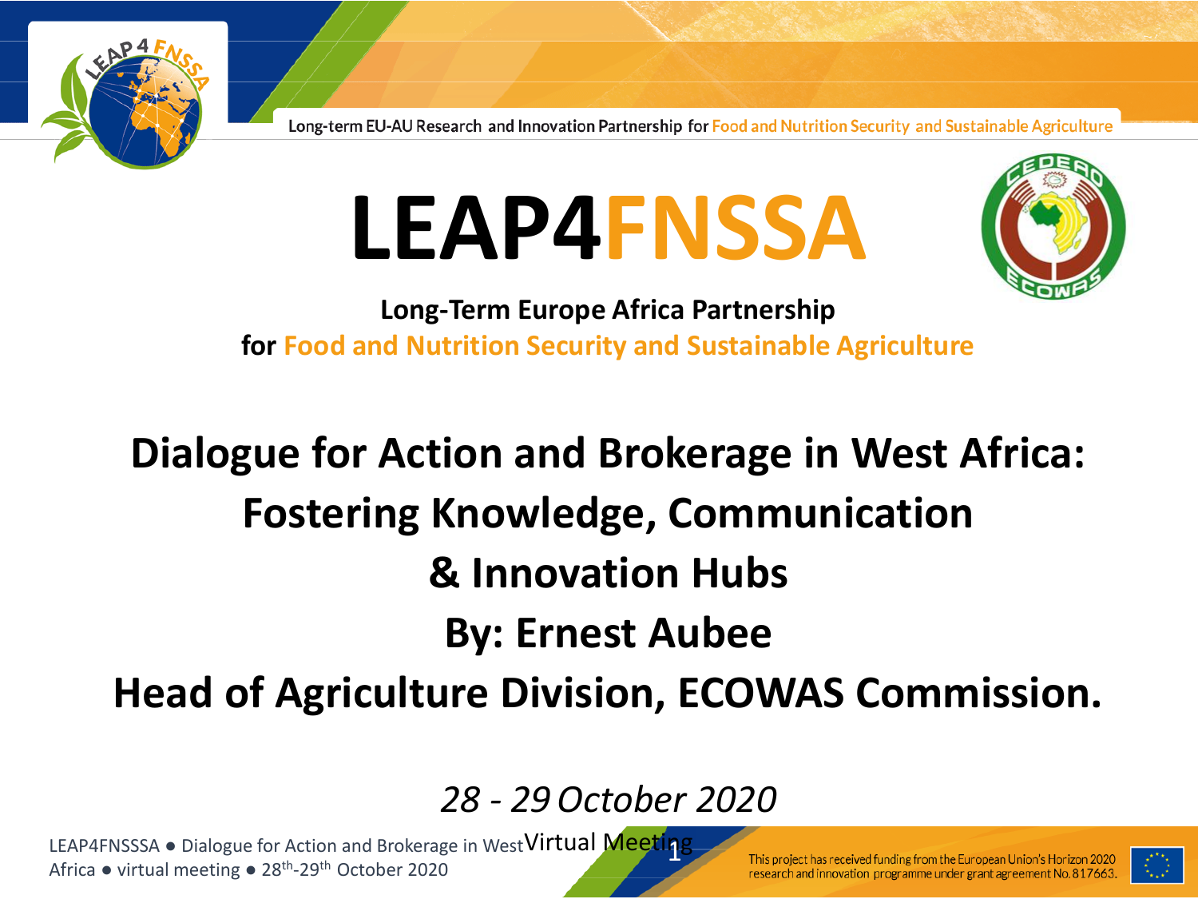Long-term EU-AU Research and Innovation Partnership for Food and Nutrition Security and Sustainable Agriculture

# LEAP4FNSSA

**Long-Term Europe Africa Partnership for Food and Nutrition Security and Sustainable Agriculture**

## Dialogue for Action and Brokerage in West Africa: Fostering Knowledge, Communication & Innovation Hubs

**By: Ernest Aubee**

**Head of Agriculture Division, ECOWAS Commission.**

*28 - 29 October 2020*

Virtual Meeting

This project has received funding from the European Union's Horizon 2020 research and innovation programme under grant agreement No. 817663.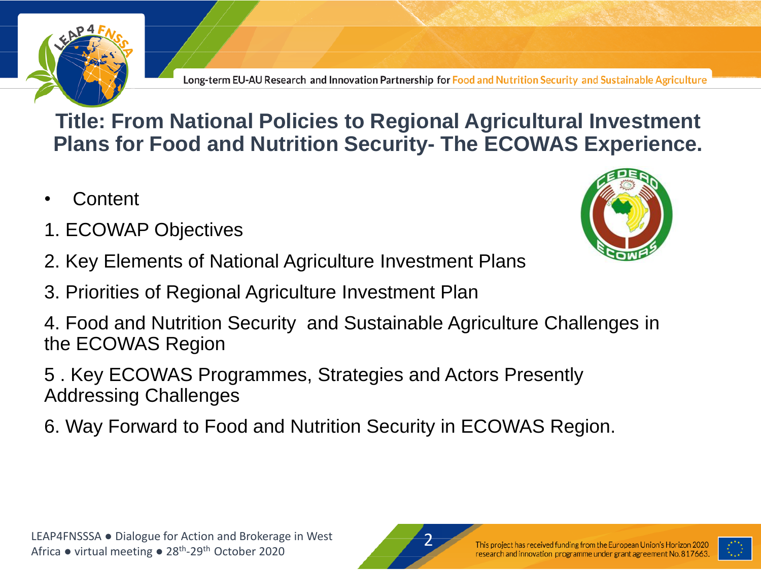# Title: From National Policies to Regional Agricultural Investment Plans for Food and Nutrition Security- The ECOWAS Experience.

- Content

1. ECOWAP Objectives
2. Key Elements of National Agriculture Investment Plans
3. Priorities of Regional Agriculture Investment Plan
4. Food and Nutrition Security and Sustainable Agriculture Challenges in the ECOWAS Region
5. Key ECOWAS Programmes, Strategies and Actors Presently Addressing Challenges
6. Way Forward to Food and Nutrition Security in ECOWAS Region.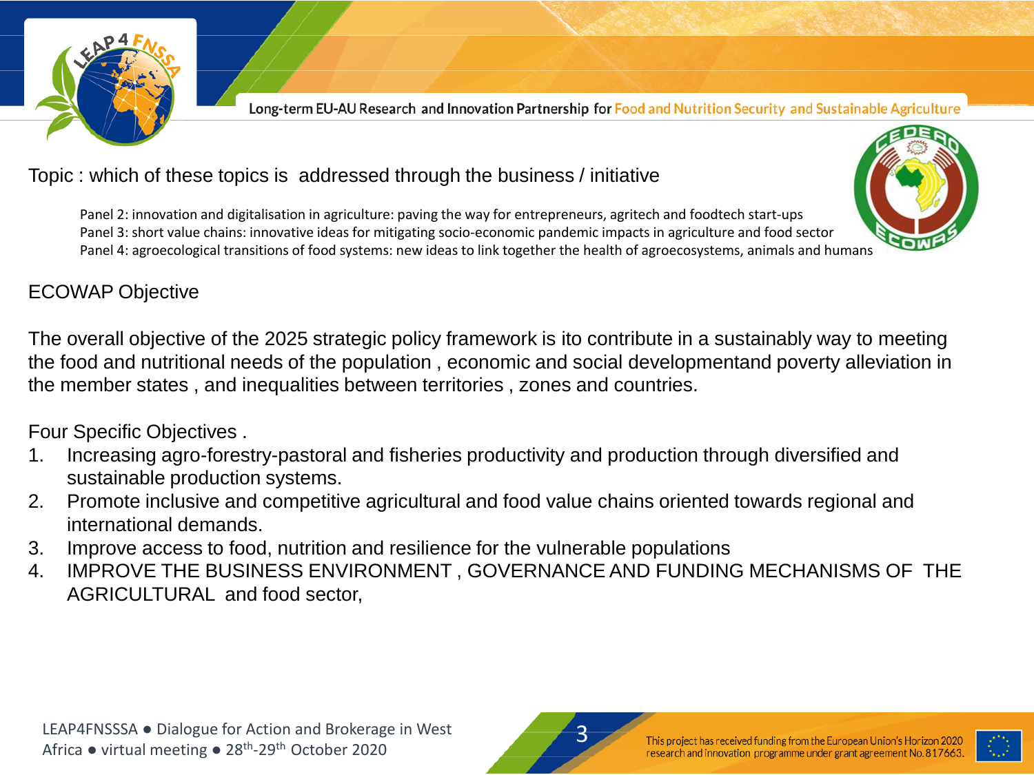Topic : which of these topics is addressed through the business / initiative

Panel 2: innovation and digitalisation in agriculture: paving the way for entrepreneurs, agritech and foodtech start-ups
Panel 3: short value chains: innovative ideas for mitigating socio-economic pandemic impacts in agriculture and food sector
Panel 4: agroecological transitions of food systems: new ideas to link together the health of agroecosystems, animals and humans

ECOWAP Objective

The overall objective of the 2025 strategic policy framework is ito contribute in a sustainably way to meeting the food and nutritional needs of the population , economic and social developmentand poverty alleviation in the member states , and inequalities between territories , zones and countries.

Four Specific Objectives .

1. Increasing agro-forestry-pastoral and fisheries productivity and production through diversified and sustainable production systems.
2. Promote inclusive and competitive agricultural and food value chains oriented towards regional and international demands.
3. Improve access to food, nutrition and resilience for the vulnerable populations
4. IMPROVE THE BUSINESS ENVIRONMENT , GOVERNANCE AND FUNDING MECHANISMS OF THE AGRICULTURAL and food sector,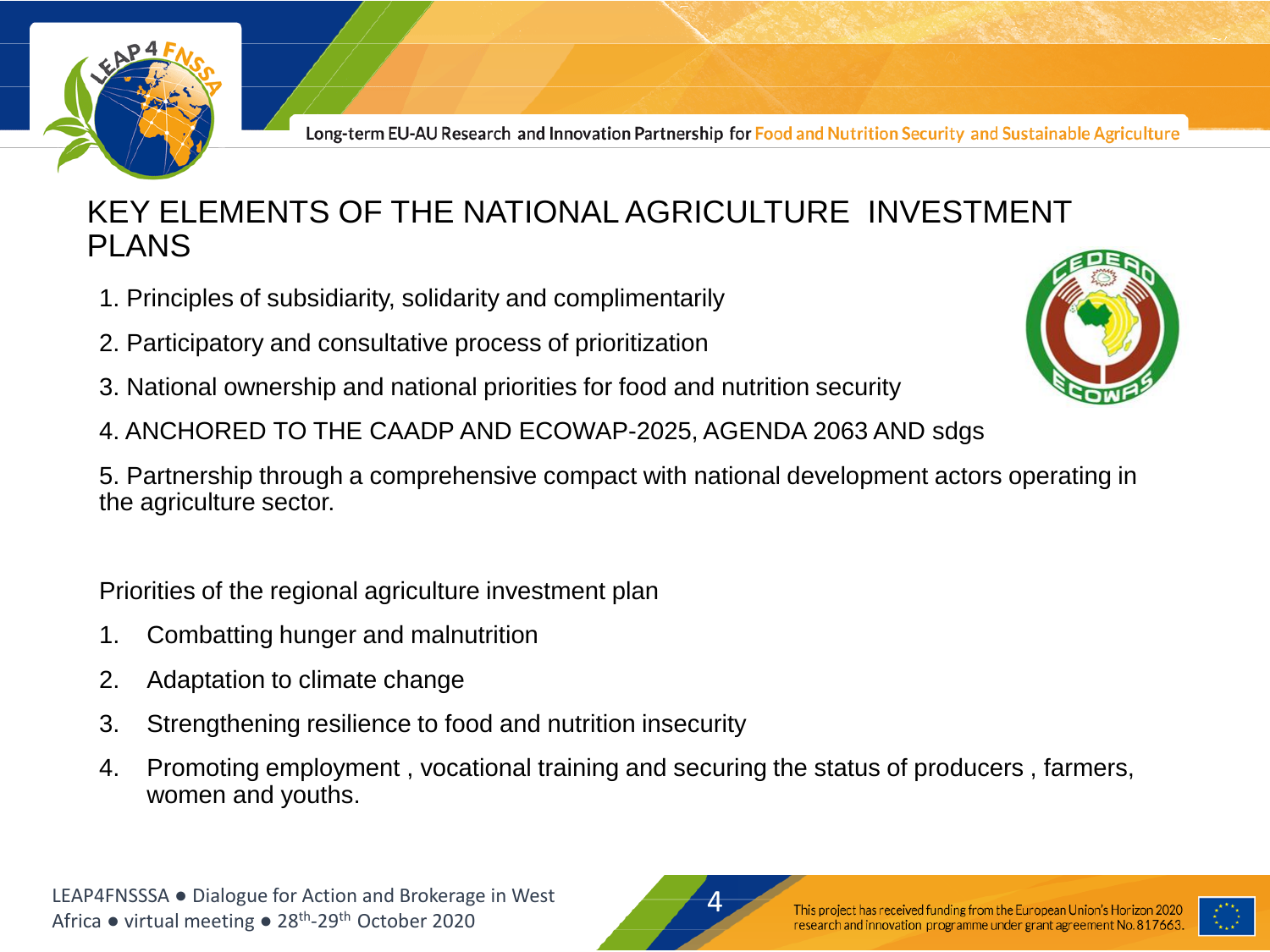# KEY ELEMENTS OF THE NATIONAL AGRICULTURE INVESTMENT PLANS

1. Principles of subsidiarity, solidarity and complimentarily
2. Participatory and consultative process of prioritization
3. National ownership and national priorities for food and nutrition security
4. ANCHORED TO THE CAADP AND ECOWAP-2025, AGENDA 2063 AND sdgs
5. Partnership through a comprehensive compact with national development actors operating in the agriculture sector.

Priorities of the regional agriculture investment plan

1. Combatting hunger and malnutrition
2. Adaptation to climate change
3. Strengthening resilience to food and nutrition insecurity
4. Promoting employment , vocational training and securing the status of producers , farmers, women and youths.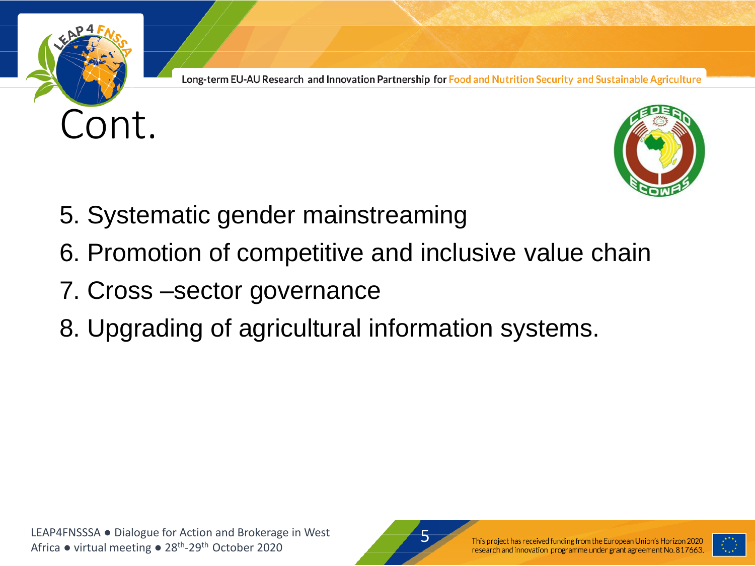# Cont.

5. Systematic gender mainstreaming
6. Promotion of competitive and inclusive value chain
7. Cross –sector governance
8. Upgrading of agricultural information systems.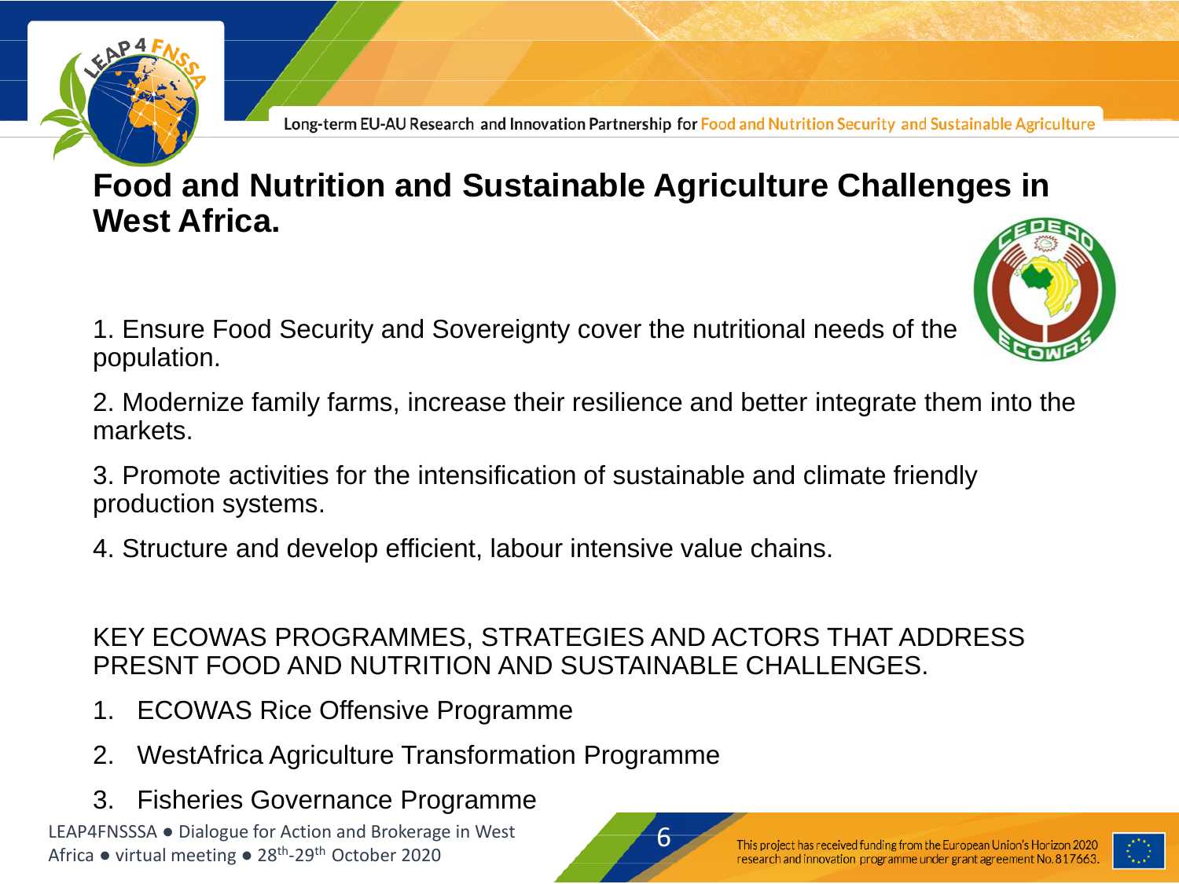# Food and Nutrition and Sustainable Agriculture Challenges in West Africa.

1. Ensure Food Security and Sovereignty cover the nutritional needs of the population.

2. Modernize family farms, increase their resilience and better integrate them into the markets.

3. Promote activities for the intensification of sustainable and climate friendly production systems.

4. Structure and develop efficient, labour intensive value chains.

KEY ECOWAS PROGRAMMES, STRATEGIES AND ACTORS THAT ADDRESS PRESNT FOOD AND NUTRITION AND SUSTAINABLE CHALLENGES.

1. ECOWAS Rice Offensive Programme
2. WestAfrica Agriculture Transformation Programme
3. Fisheries Governance Programme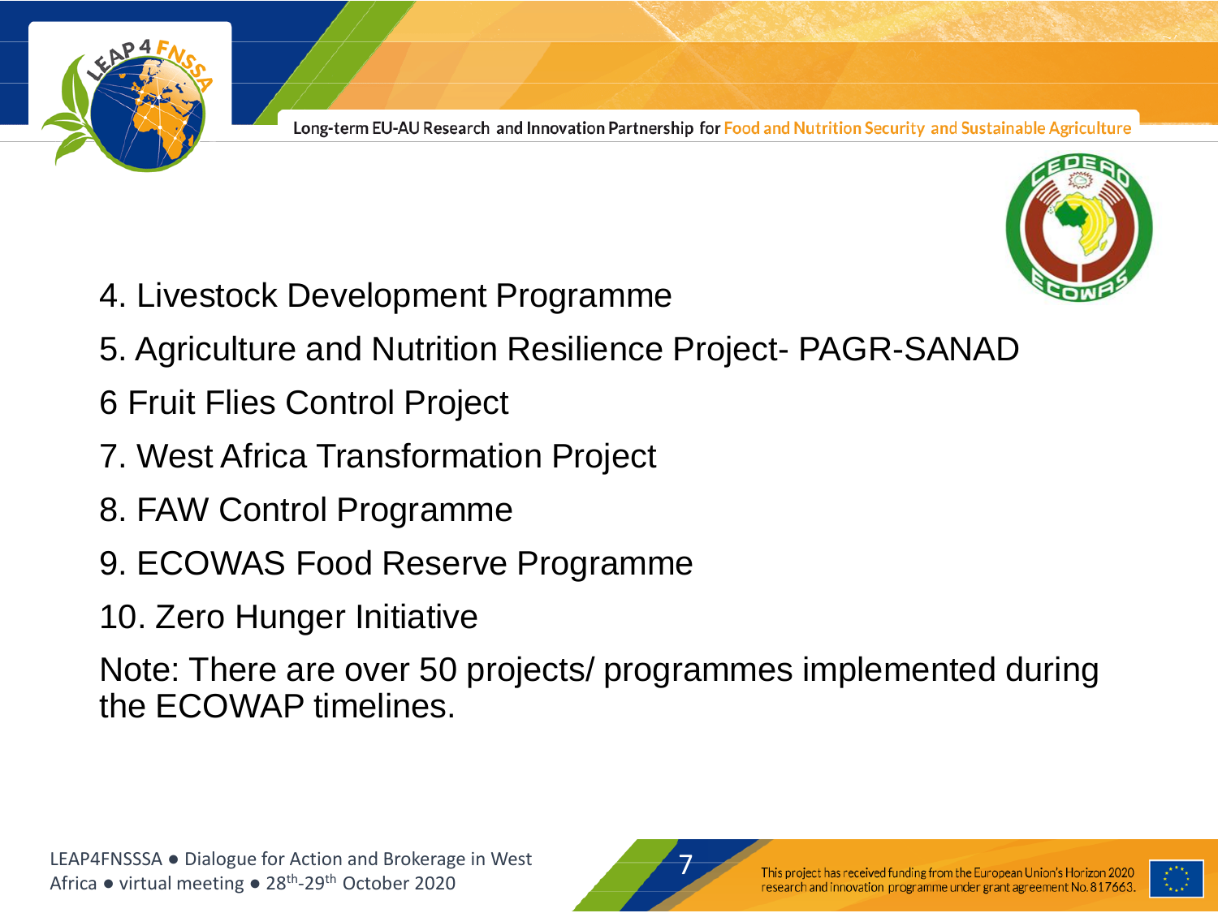4. Livestock Development Programme
5. Agriculture and Nutrition Resilience Project- PAGR-SANAD
6 Fruit Flies Control Project
7. West Africa Transformation Project
8. FAW Control Programme
9. ECOWAS Food Reserve Programme
10. Zero Hunger Initiative

Note: There are over 50 projects/ programmes implemented during the ECOWAP timelines.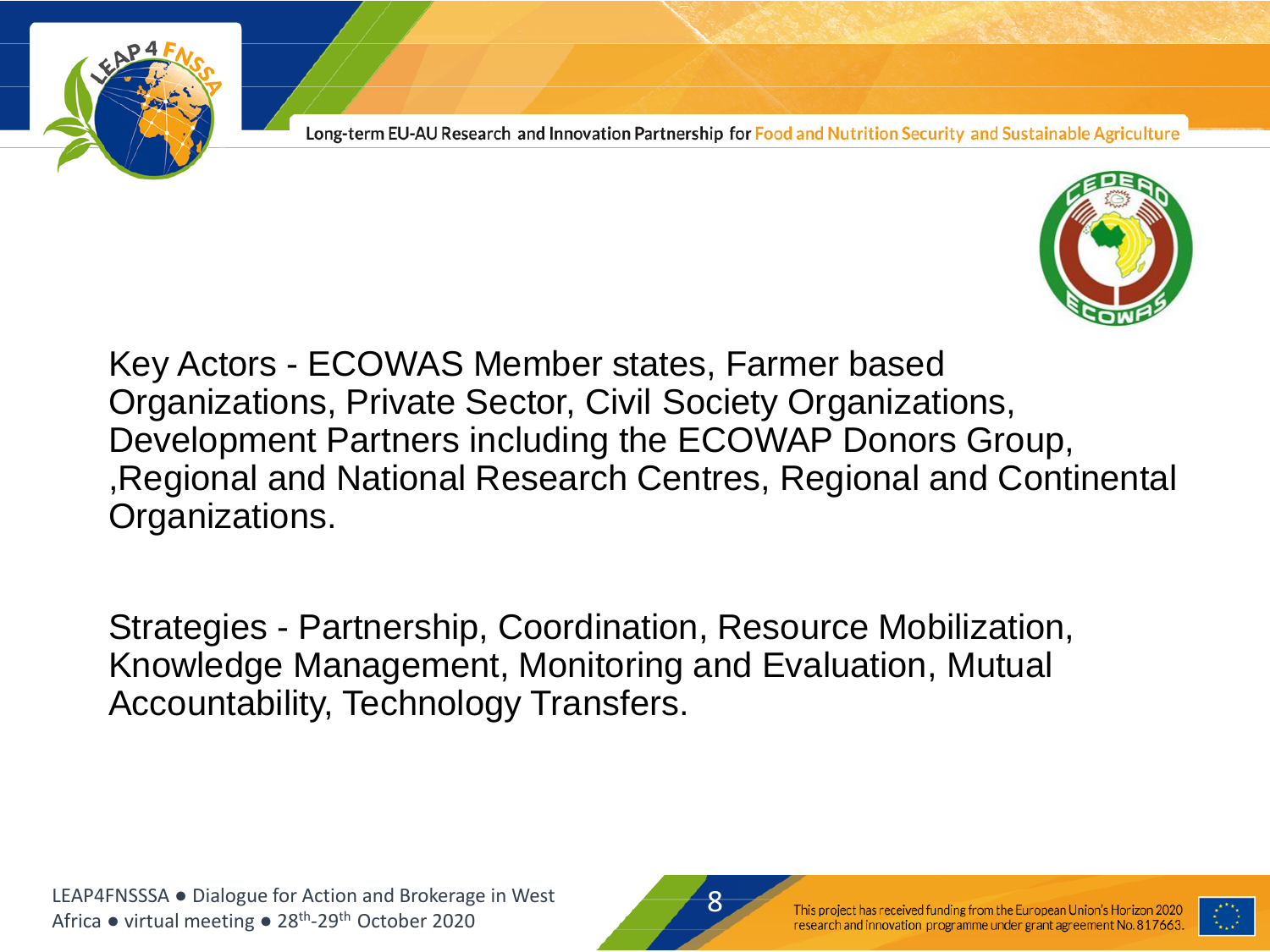Key Actors - ECOWAS Member states, Farmer based Organizations, Private Sector, Civil Society Organizations, Development Partners including the ECOWAP Donors Group, ,Regional and National Research Centres, Regional and Continental Organizations.

Strategies - Partnership, Coordination, Resource Mobilization, Knowledge Management, Monitoring and Evaluation, Mutual Accountability, Technology Transfers.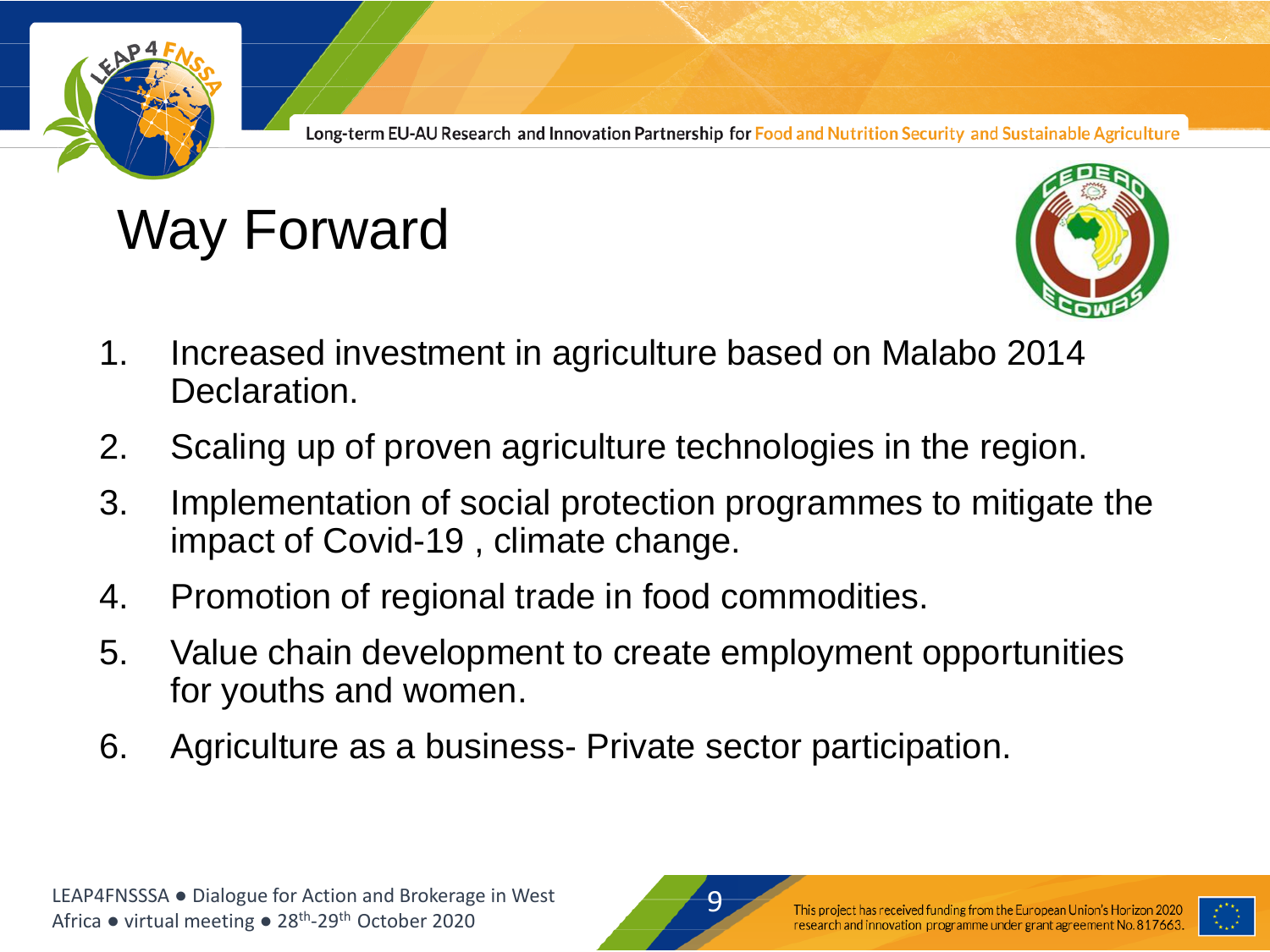# Way Forward

1. Increased investment in agriculture based on Malabo 2014 Declaration.
2. Scaling up of proven agriculture technologies in the region.
3. Implementation of social protection programmes to mitigate the impact of Covid-19 , climate change.
4. Promotion of regional trade in food commodities.
5. Value chain development to create employment opportunities for youths and women.
6. Agriculture as a business- Private sector participation.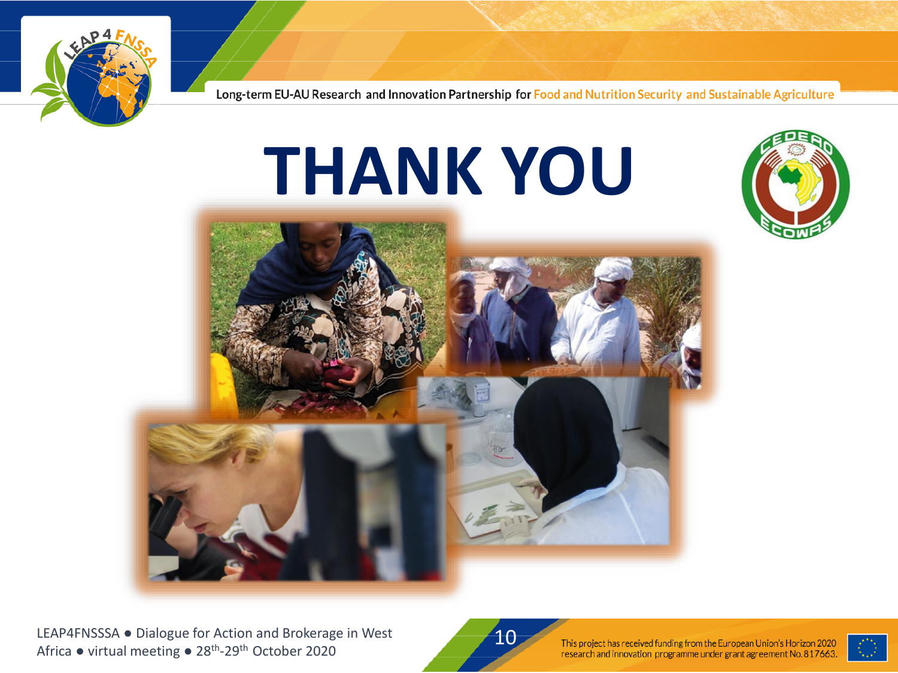# THANK YOU